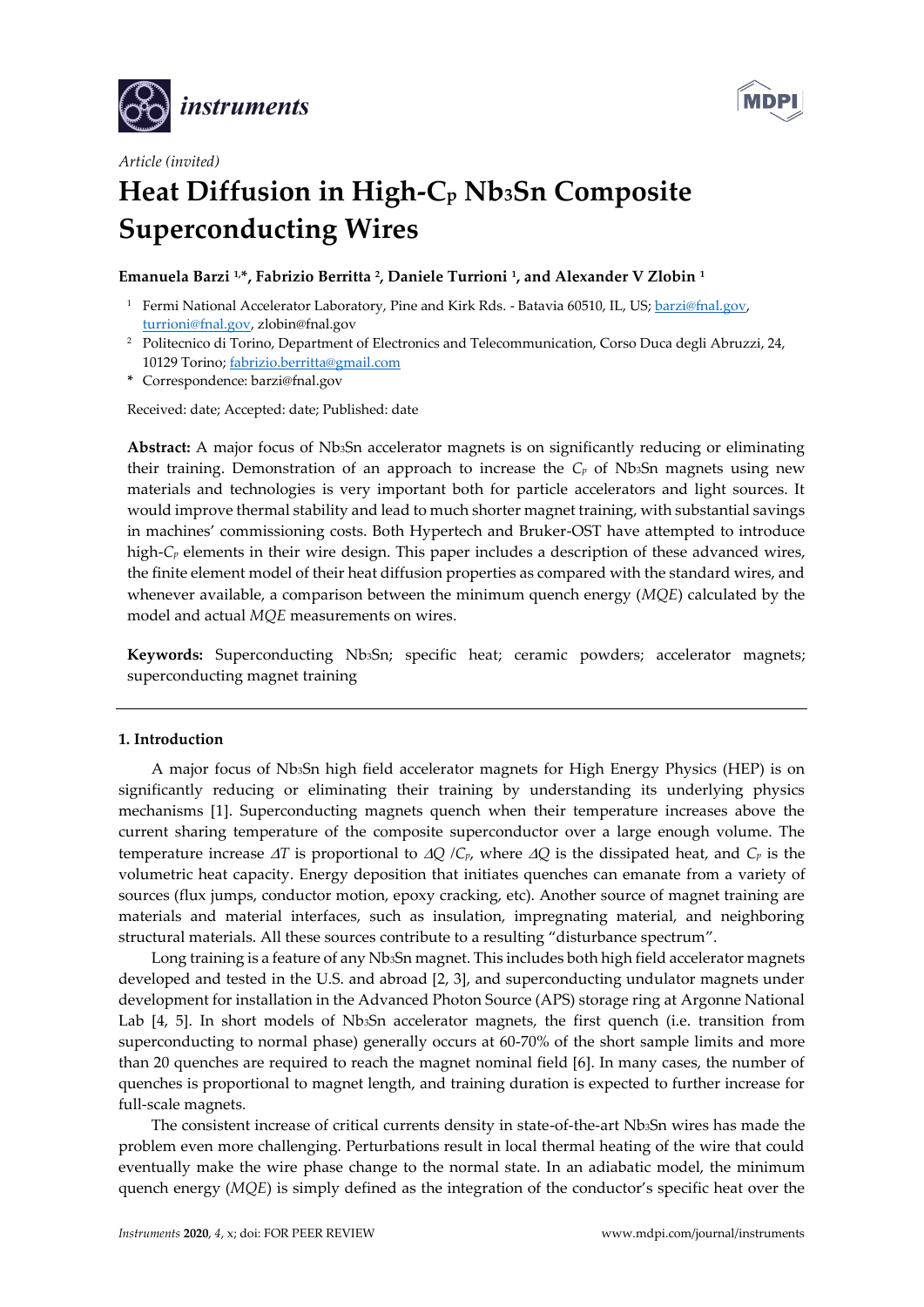*Article (invited)*

# Heat Diffusion in High-$C_p$ $Nb_3Sn$ Composite Superconducting Wires

**Emanuela Barzi [1,*], Fabrizio Berritta [2], Daniele Turrioni [1], and Alexander V Zlobin [1]**

[1] Fermi National Accelerator Laboratory, Pine and Kirk Rds. - Batavia 60510, IL, US; barzi@fnal.gov, turrioni@fnal.gov, zlobin@fnal.gov

[2] Politecnico di Torino, Department of Electronics and Telecommunication, Corso Duca degli Abruzzi, 24, 10129 Torino; fabrizio.berritta@gmail.com

\* Correspondence: barzi@fnal.gov

Received: date; Accepted: date; Published: date

**Abstract:** A major focus of $Nb_3Sn$ accelerator magnets is on significantly reducing or eliminating their training. Demonstration of an approach to increase the $C_p$ of $Nb_3Sn$ magnets using new materials and technologies is very important both for particle accelerators and light sources. It would improve thermal stability and lead to much shorter magnet training, with substantial savings in machines' commissioning costs. Both Hypertech and Bruker-OST have attempted to introduce high-$C_p$ elements in their wire design. This paper includes a description of these advanced wires, the finite element model of their heat diffusion properties as compared with the standard wires, and whenever available, a comparison between the minimum quench energy (*MQE*) calculated by the model and actual *MQE* measurements on wires.

**Keywords:** Superconducting $Nb_3Sn$; specific heat; ceramic powders; accelerator magnets; superconducting magnet training

## 1. Introduction

A major focus of $Nb_3Sn$ high field accelerator magnets for High Energy Physics (HEP) is on significantly reducing or eliminating their training by understanding its underlying physics mechanisms [1]. Superconducting magnets quench when their temperature increases above the current sharing temperature of the composite superconductor over a large enough volume. The temperature increase $\Delta T$ is proportional to $\Delta Q / C_p$, where $\Delta Q$ is the dissipated heat, and $C_p$ is the volumetric heat capacity. Energy deposition that initiates quenches can emanate from a variety of sources (flux jumps, conductor motion, epoxy cracking, etc). Another source of magnet training are materials and material interfaces, such as insulation, impregnating material, and neighboring structural materials. All these sources contribute to a resulting "disturbance spectrum".

Long training is a feature of any $Nb_3Sn$ magnet. This includes both high field accelerator magnets developed and tested in the U.S. and abroad [2, 3], and superconducting undulator magnets under development for installation in the Advanced Photon Source (APS) storage ring at Argonne National Lab [4, 5]. In short models of $Nb_3Sn$ accelerator magnets, the first quench (i.e. transition from superconducting to normal phase) generally occurs at 60-70% of the short sample limits and more than 20 quenches are required to reach the magnet nominal field [6]. In many cases, the number of quenches is proportional to magnet length, and training duration is expected to further increase for full-scale magnets.

The consistent increase of critical currents density in state-of-the-art $Nb_3Sn$ wires has made the problem even more challenging. Perturbations result in local thermal heating of the wire that could eventually make the wire phase change to the normal state. In an adiabatic model, the minimum quench energy (*MQE*) is simply defined as the integration of the conductor's specific heat over the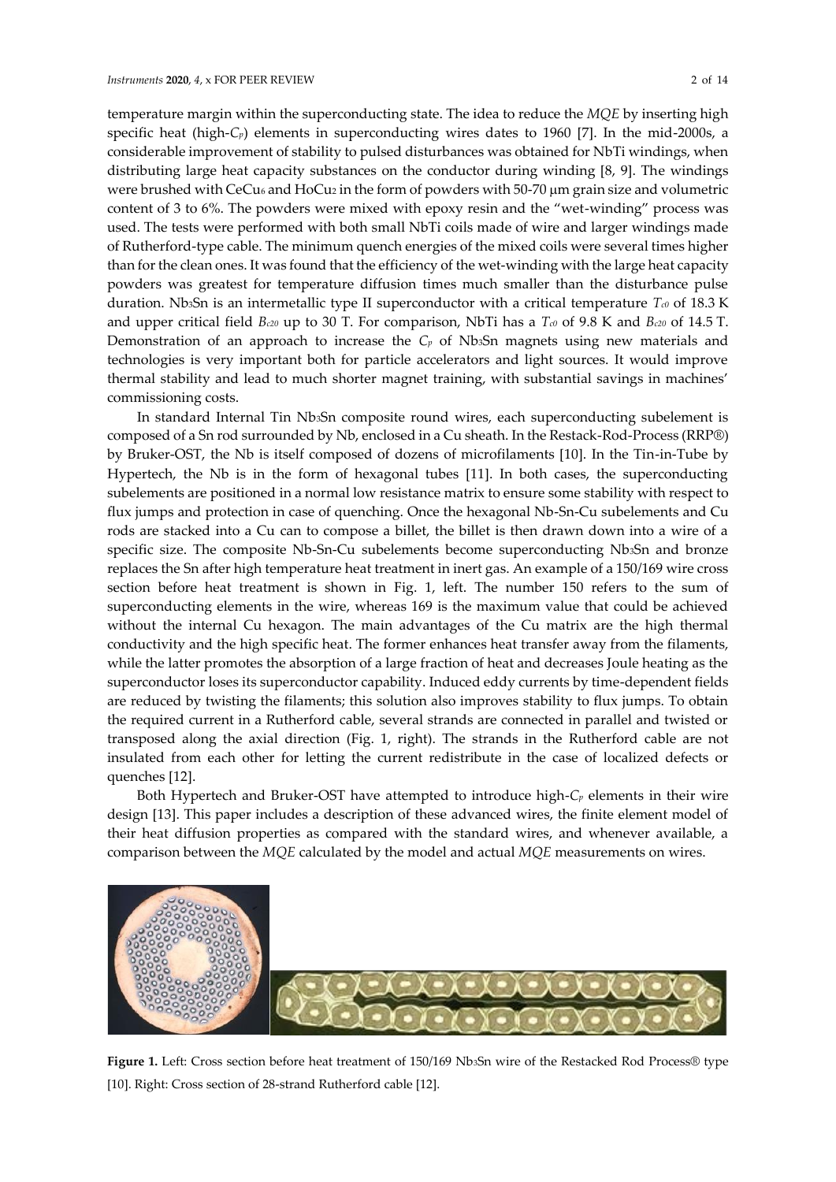temperature margin within the superconducting state. The idea to reduce the *MQE* by inserting high specific heat (high-$C_p$) elements in superconducting wires dates to 1960 [7]. In the mid-2000s, a considerable improvement of stability to pulsed disturbances was obtained for NbTi windings, when distributing large heat capacity substances on the conductor during winding [8, 9]. The windings were brushed with $CeCu_6$ and $HoCu_2$ in the form of powders with 50-70 μm grain size and volumetric content of 3 to 6%. The powders were mixed with epoxy resin and the "wet-winding" process was used. The tests were performed with both small NbTi coils made of wire and larger windings made of Rutherford-type cable. The minimum quench energies of the mixed coils were several times higher than for the clean ones. It was found that the efficiency of the wet-winding with the large heat capacity powders was greatest for temperature diffusion times much smaller than the disturbance pulse duration. $Nb_3Sn$ is an intermetallic type II superconductor with a critical temperature $T_{c0}$ of 18.3 K and upper critical field $B_{c20}$ up to 30 T. For comparison, NbTi has a $T_{c0}$ of 9.8 K and $B_{c20}$ of 14.5 T. Demonstration of an approach to increase the $C_p$ of $Nb_3Sn$ magnets using new materials and technologies is very important both for particle accelerators and light sources. It would improve thermal stability and lead to much shorter magnet training, with substantial savings in machines' commissioning costs.

In standard Internal Tin $Nb_3Sn$ composite round wires, each superconducting subelement is composed of a Sn rod surrounded by Nb, enclosed in a Cu sheath. In the Restack-Rod-Process (RRP®) by Bruker-OST, the Nb is itself composed of dozens of microfilaments [10]. In the Tin-in-Tube by Hypertech, the Nb is in the form of hexagonal tubes [11]. In both cases, the superconducting subelements are positioned in a normal low resistance matrix to ensure some stability with respect to flux jumps and protection in case of quenching. Once the hexagonal Nb-Sn-Cu subelements and Cu rods are stacked into a Cu can to compose a billet, the billet is then drawn down into a wire of a specific size. The composite Nb-Sn-Cu subelements become superconducting $Nb_3Sn$ and bronze replaces the Sn after high temperature heat treatment in inert gas. An example of a 150/169 wire cross section before heat treatment is shown in Fig. 1, left. The number 150 refers to the sum of superconducting elements in the wire, whereas 169 is the maximum value that could be achieved without the internal Cu hexagon. The main advantages of the Cu matrix are the high thermal conductivity and the high specific heat. The former enhances heat transfer away from the filaments, while the latter promotes the absorption of a large fraction of heat and decreases Joule heating as the superconductor loses its superconductor capability. Induced eddy currents by time-dependent fields are reduced by twisting the filaments; this solution also improves stability to flux jumps. To obtain the required current in a Rutherford cable, several strands are connected in parallel and twisted or transposed along the axial direction (Fig. 1, right). The strands in the Rutherford cable are not insulated from each other for letting the current redistribute in the case of localized defects or quenches [12].

Both Hypertech and Bruker-OST have attempted to introduce high-$C_p$ elements in their wire design [13]. This paper includes a description of these advanced wires, the finite element model of their heat diffusion properties as compared with the standard wires, and whenever available, a comparison between the *MQE* calculated by the model and actual *MQE* measurements on wires.

**Figure 1.** Left: Cross section before heat treatment of 150/169 $Nb_3Sn$ wire of the Restacked Rod Process® type [10]. Right: Cross section of 28-strand Rutherford cable [12].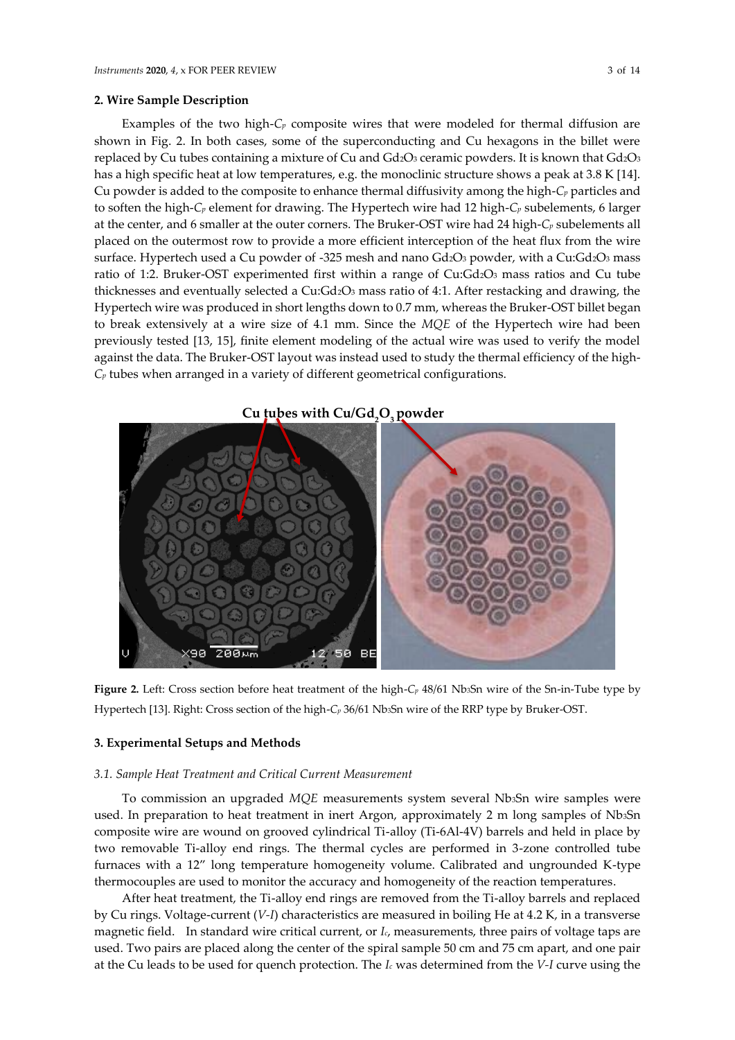## 2. Wire Sample Description

Examples of the two high-$C_p$ composite wires that were modeled for thermal diffusion are shown in Fig. 2. In both cases, some of the superconducting and Cu hexagons in the billet were replaced by Cu tubes containing a mixture of Cu and $Gd_2O_3$ ceramic powders. It is known that $Gd_2O_3$ has a high specific heat at low temperatures, e.g. the monoclinic structure shows a peak at 3.8 K [14]. Cu powder is added to the composite to enhance thermal diffusivity among the high-$C_p$ particles and to soften the high-$C_p$ element for drawing. The Hypertech wire had 12 high-$C_p$ subelements, 6 larger at the center, and 6 smaller at the outer corners. The Bruker-OST wire had 24 high-$C_p$ subelements all placed on the outermost row to provide a more efficient interception of the heat flux from the wire surface. Hypertech used a Cu powder of -325 mesh and nano $Gd_2O_3$ powder, with a Cu:$Gd_2O_3$ mass ratio of 1:2. Bruker-OST experimented first within a range of Cu:$Gd_2O_3$ mass ratios and Cu tube thicknesses and eventually selected a Cu:$Gd_2O_3$ mass ratio of 4:1. After restacking and drawing, the Hypertech wire was produced in short lengths down to 0.7 mm, whereas the Bruker-OST billet began to break extensively at a wire size of 4.1 mm. Since the *MQE* of the Hypertech wire had been previously tested [13, 15], finite element modeling of the actual wire was used to verify the model against the data. The Bruker-OST layout was instead used to study the thermal efficiency of the high-$C_p$ tubes when arranged in a variety of different geometrical configurations.

**Figure 2.** Left: Cross section before heat treatment of the high-$C_p$ 48/61 $Nb_3Sn$ wire of the Sn-in-Tube type by Hypertech [13]. Right: Cross section of the high-$C_p$ 36/61 $Nb_3Sn$ wire of the RRP type by Bruker-OST.

## 3. Experimental Setups and Methods

### *3.1. Sample Heat Treatment and Critical Current Measurement*

To commission an upgraded *MQE* measurements system several $Nb_3Sn$ wire samples were used. In preparation to heat treatment in inert Argon, approximately 2 m long samples of $Nb_3Sn$ composite wire are wound on grooved cylindrical Ti-alloy (Ti-6Al-4V) barrels and held in place by two removable Ti-alloy end rings. The thermal cycles are performed in 3-zone controlled tube furnaces with a 12" long temperature homogeneity volume. Calibrated and ungrounded K-type thermocouples are used to monitor the accuracy and homogeneity of the reaction temperatures.

After heat treatment, the Ti-alloy end rings are removed from the Ti-alloy barrels and replaced by Cu rings. Voltage-current (*V-I*) characteristics are measured in boiling He at 4.2 K, in a transverse magnetic field. In standard wire critical current, or $I_c$, measurements, three pairs of voltage taps are used. Two pairs are placed along the center of the spiral sample 50 cm and 75 cm apart, and one pair at the Cu leads to be used for quench protection. The $I_c$ was determined from the *V-I* curve using the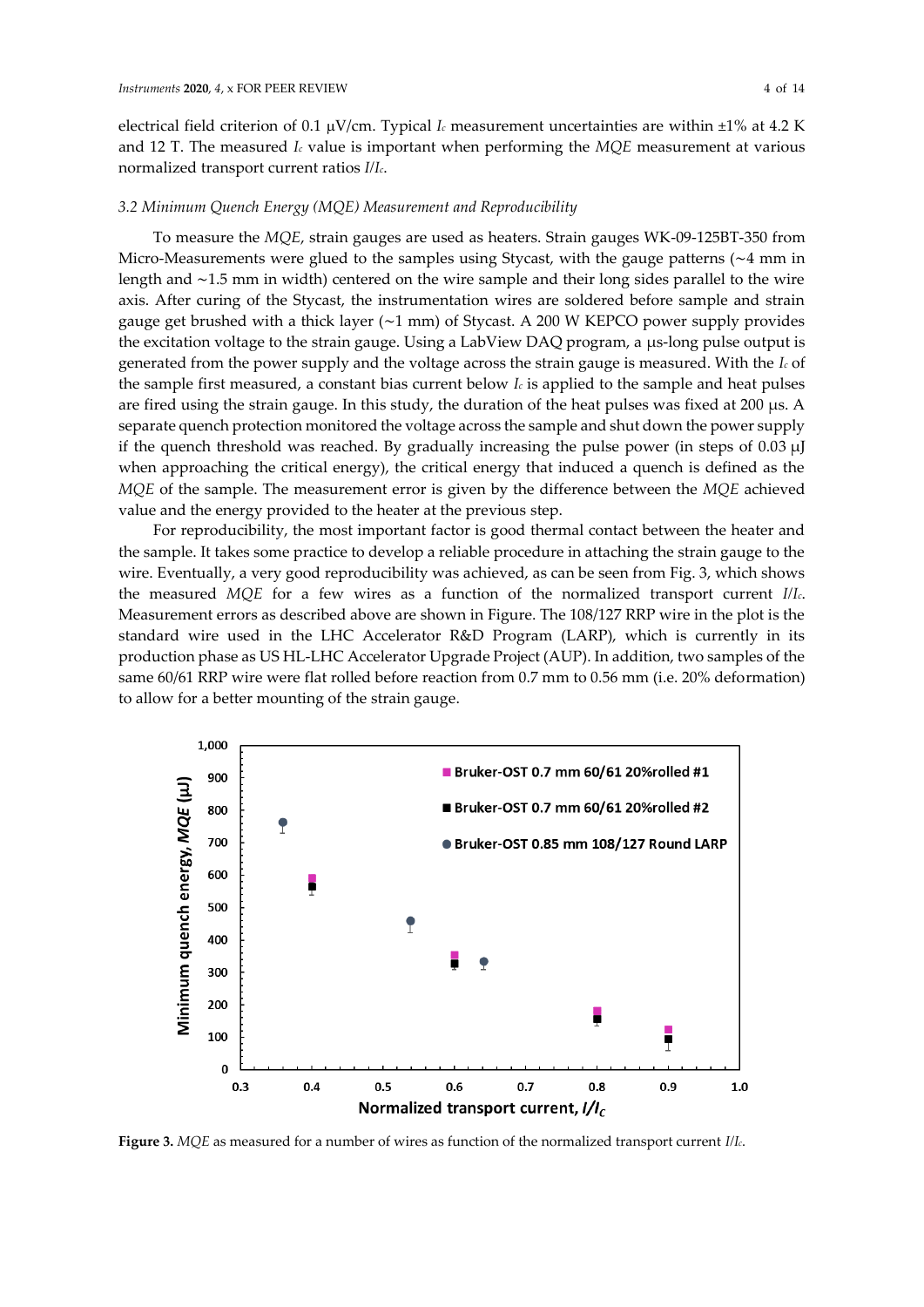electrical field criterion of 0.1 μV/cm. Typical $I_c$ measurement uncertainties are within ±1% at 4.2 K and 12 T. The measured $I_c$ value is important when performing the *MQE* measurement at various normalized transport current ratios $I/I_c$.

### 3.2 Minimum Quench Energy (MQE) Measurement and Reproducibility

To measure the *MQE*, strain gauges are used as heaters. Strain gauges WK-09-125BT-350 from Micro-Measurements were glued to the samples using Stycast, with the gauge patterns (~4 mm in length and ~1.5 mm in width) centered on the wire sample and their long sides parallel to the wire axis. After curing of the Stycast, the instrumentation wires are soldered before sample and strain gauge get brushed with a thick layer (~1 mm) of Stycast. A 200 W KEPCO power supply provides the excitation voltage to the strain gauge. Using a LabView DAQ program, a μs-long pulse output is generated from the power supply and the voltage across the strain gauge is measured. With the $I_c$ of the sample first measured, a constant bias current below $I_c$ is applied to the sample and heat pulses are fired using the strain gauge. In this study, the duration of the heat pulses was fixed at 200 μs. A separate quench protection monitored the voltage across the sample and shut down the power supply if the quench threshold was reached. By gradually increasing the pulse power (in steps of 0.03 μJ when approaching the critical energy), the critical energy that induced a quench is defined as the *MQE* of the sample. The measurement error is given by the difference between the *MQE* achieved value and the energy provided to the heater at the previous step.

For reproducibility, the most important factor is good thermal contact between the heater and the sample. It takes some practice to develop a reliable procedure in attaching the strain gauge to the wire. Eventually, a very good reproducibility was achieved, as can be seen from Fig. 3, which shows the measured *MQE* for a few wires as a function of the normalized transport current $I/I_c$. Measurement errors as described above are shown in Figure. The 108/127 RRP wire in the plot is the standard wire used in the LHC Accelerator R&D Program (LARP), which is currently in its production phase as US HL-LHC Accelerator Upgrade Project (AUP). In addition, two samples of the same 60/61 RRP wire were flat rolled before reaction from 0.7 mm to 0.56 mm (i.e. 20% deformation) to allow for a better mounting of the strain gauge.

**Figure 3.** *MQE* as measured for a number of wires as function of the normalized transport current $I/I_c$.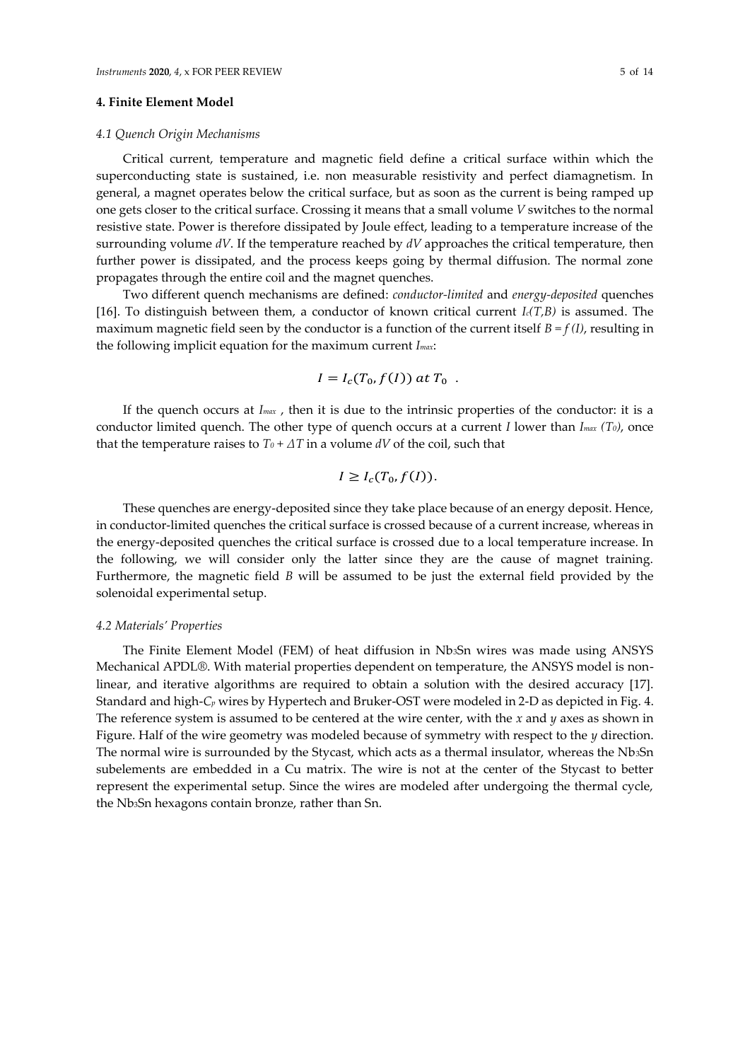## 4. Finite Element Model

### *4.1 Quench Origin Mechanisms*

Critical current, temperature and magnetic field define a critical surface within which the superconducting state is sustained, i.e. non measurable resistivity and perfect diamagnetism. In general, a magnet operates below the critical surface, but as soon as the current is being ramped up one gets closer to the critical surface. Crossing it means that a small volume $V$ switches to the normal resistive state. Power is therefore dissipated by Joule effect, leading to a temperature increase of the surrounding volume $dV$. If the temperature reached by $dV$ approaches the critical temperature, then further power is dissipated, and the process keeps going by thermal diffusion. The normal zone propagates through the entire coil and the magnet quenches.

Two different quench mechanisms are defined: *conductor-limited* and *energy-deposited* quenches [16]. To distinguish between them, a conductor of known critical current $I_c(T,B)$ is assumed. The maximum magnetic field seen by the conductor is a function of the current itself $B = f(I)$, resulting in the following implicit equation for the maximum current $I_{max}$:

$$I = I_c(T_0, f(I)) \ at \ T_0 \ .$$

If the quench occurs at $I_{max}$ , then it is due to the intrinsic properties of the conductor: it is a conductor limited quench. The other type of quench occurs at a current $I$ lower than $I_{max}$ $(T_0)$, once that the temperature raises to $T_0 + \Delta T$ in a volume $dV$ of the coil, such that

$$I \geq I_c(T_0, f(I)).$$

These quenches are energy-deposited since they take place because of an energy deposit. Hence, in conductor-limited quenches the critical surface is crossed because of a current increase, whereas in the energy-deposited quenches the critical surface is crossed due to a local temperature increase. In the following, we will consider only the latter since they are the cause of magnet training. Furthermore, the magnetic field $B$ will be assumed to be just the external field provided by the solenoidal experimental setup.

### *4.2 Materials' Properties*

The Finite Element Model (FEM) of heat diffusion in $Nb_3Sn$ wires was made using ANSYS Mechanical APDL®. With material properties dependent on temperature, the ANSYS model is non-linear, and iterative algorithms are required to obtain a solution with the desired accuracy [17]. Standard and high-$C_p$ wires by Hypertech and Bruker-OST were modeled in 2-D as depicted in Fig. 4. The reference system is assumed to be centered at the wire center, with the $x$ and $y$ axes as shown in Figure. Half of the wire geometry was modeled because of symmetry with respect to the $y$ direction. The normal wire is surrounded by the Stycast, which acts as a thermal insulator, whereas the $Nb_3Sn$ subelements are embedded in a Cu matrix. The wire is not at the center of the Stycast to better represent the experimental setup. Since the wires are modeled after undergoing the thermal cycle, the $Nb_3Sn$ hexagons contain bronze, rather than Sn.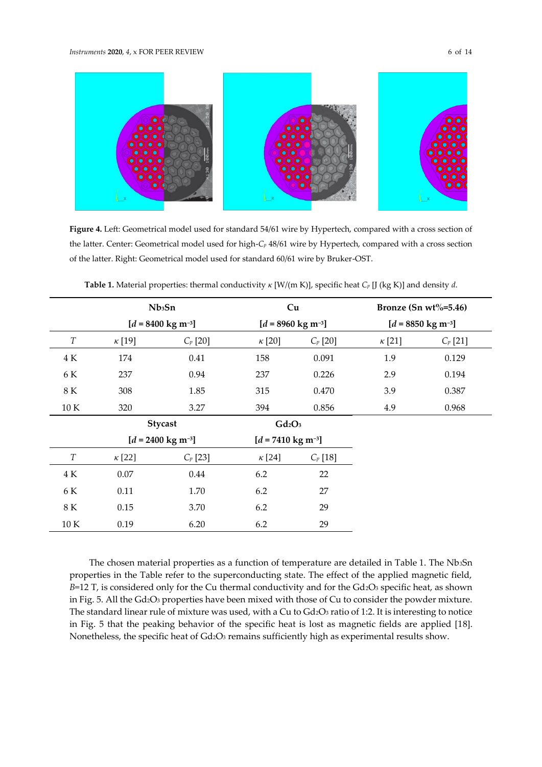**Figure 4.** Left: Geometrical model used for standard 54/61 wire by Hypertech, compared with a cross section of the latter. Center: Geometrical model used for high-$C_p$ 48/61 wire by Hypertech, compared with a cross section of the latter. Right: Geometrical model used for standard 60/61 wire by Bruker-OST.

**Table 1.** Material properties: thermal conductivity $\kappa$ [W/(m K)], specific heat $C_p$ [J (kg K)] and density $d$.

| | $Nb_3Sn$ [$d$ = 8400 kg m$^{-3}$] | | Cu [$d$ = 8960 kg m$^{-3}$] | | Bronze (Sn wt%=5.46) [$d$ = 8850 kg m$^{-3}$] | |
|---|---|---|---|---|---|---|
| $T$ | $\kappa$ [19] | $C_p$ [20] | $\kappa$ [20] | $C_p$ [20] | $\kappa$ [21] | $C_p$ [21] |
| 4 K | 174 | 0.41 | 158 | 0.091 | 1.9 | 0.129 |
| 6 K | 237 | 0.94 | 237 | 0.226 | 2.9 | 0.194 |
| 8 K | 308 | 1.85 | 315 | 0.470 | 3.9 | 0.387 |
| 10 K | 320 | 3.27 | 394 | 0.856 | 4.9 | 0.968 |
| | **Stycast** [$d$ = 2400 kg m$^{-3}$] | | $Gd_2O_3$ [$d$ = 7410 kg m$^{-3}$] | | | |
| $T$ | $\kappa$ [22] | $C_p$ [23] | $\kappa$ [24] | $C_p$ [18] | | |
| 4 K | 0.07 | 0.44 | 6.2 | 22 | | |
| 6 K | 0.11 | 1.70 | 6.2 | 27 | | |
| 8 K | 0.15 | 3.70 | 6.2 | 29 | | |
| 10 K | 0.19 | 6.20 | 6.2 | 29 | | |

The chosen material properties as a function of temperature are detailed in Table 1. The $Nb_3Sn$ properties in the Table refer to the superconducting state. The effect of the applied magnetic field, $B$=12 T, is considered only for the Cu thermal conductivity and for the $Gd_2O_3$ specific heat, as shown in Fig. 5. All the $Gd_2O_3$ properties have been mixed with those of Cu to consider the powder mixture. The standard linear rule of mixture was used, with a Cu to $Gd_2O_3$ ratio of 1:2. It is interesting to notice in Fig. 5 that the peaking behavior of the specific heat is lost as magnetic fields are applied [18]. Nonetheless, the specific heat of $Gd_2O_3$ remains sufficiently high as experimental results show.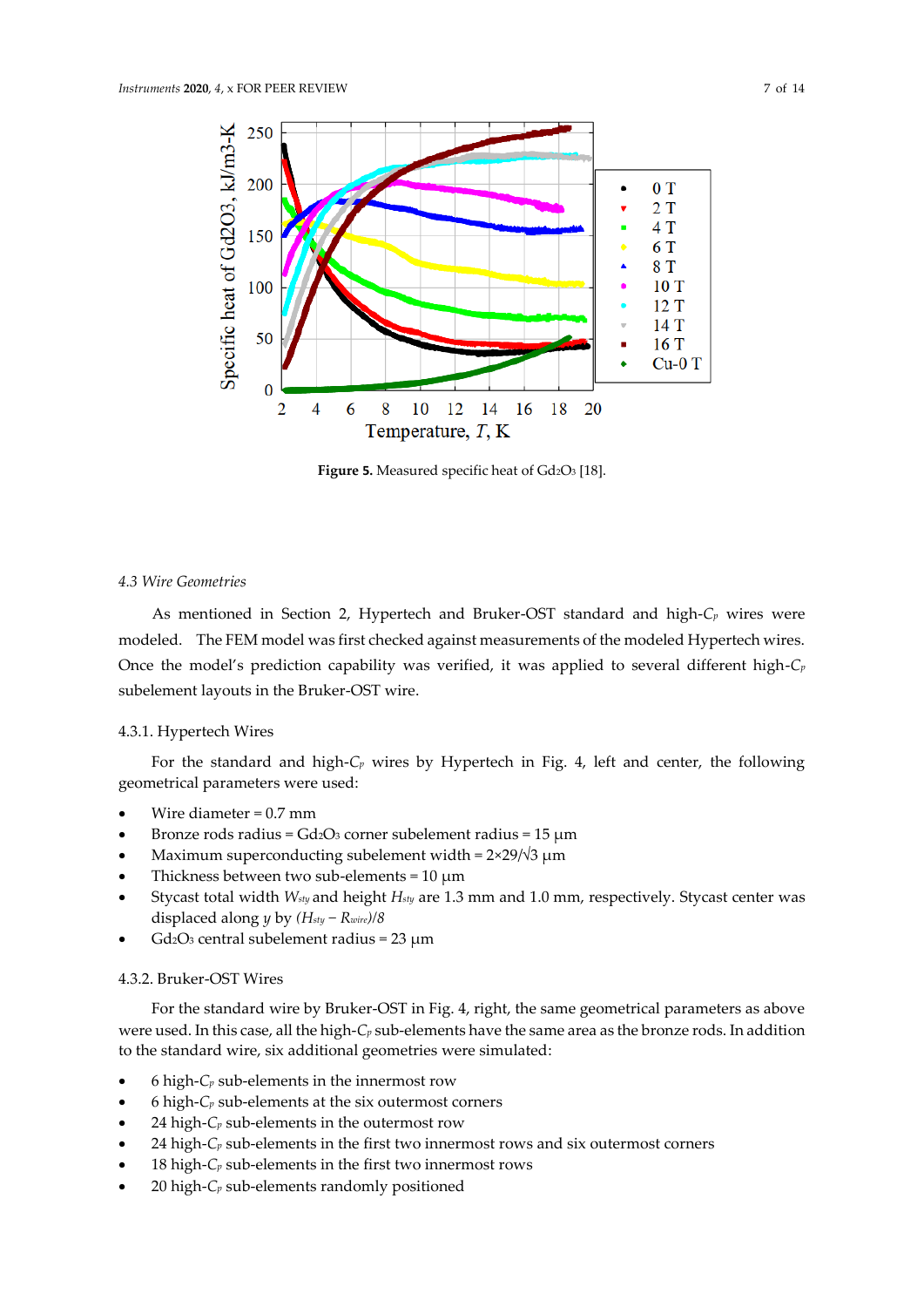Figure 5. Measured specific heat of $Gd_2O_3$ [18].

### 4.3 Wire Geometries

As mentioned in Section 2, Hypertech and Bruker-OST standard and high-$C_p$ wires were modeled. The FEM model was first checked against measurements of the modeled Hypertech wires. Once the model's prediction capability was verified, it was applied to several different high-$C_p$ subelement layouts in the Bruker-OST wire.

#### 4.3.1. Hypertech Wires

For the standard and high-$C_p$ wires by Hypertech in Fig. 4, left and center, the following geometrical parameters were used:

- Wire diameter = 0.7 mm
- Bronze rods radius = $Gd_2O_3$ corner subelement radius = 15 µm
- Maximum superconducting subelement width = $2\times29/\sqrt{3}$ µm
- Thickness between two sub-elements = 10 µm
- Stycast total width $W_{sty}$ and height $H_{sty}$ are 1.3 mm and 1.0 mm, respectively. Stycast center was displaced along $y$ by $(H_{sty} - R_{wire})/8$
- $Gd_2O_3$ central subelement radius = 23 µm

#### 4.3.2. Bruker-OST Wires

For the standard wire by Bruker-OST in Fig. 4, right, the same geometrical parameters as above were used. In this case, all the high-$C_p$ sub-elements have the same area as the bronze rods. In addition to the standard wire, six additional geometries were simulated:

- 6 high-$C_p$ sub-elements in the innermost row
- 6 high-$C_p$ sub-elements at the six outermost corners
- 24 high-$C_p$ sub-elements in the outermost row
- 24 high-$C_p$ sub-elements in the first two innermost rows and six outermost corners
- 18 high-$C_p$ sub-elements in the first two innermost rows
- 20 high-$C_p$ sub-elements randomly positioned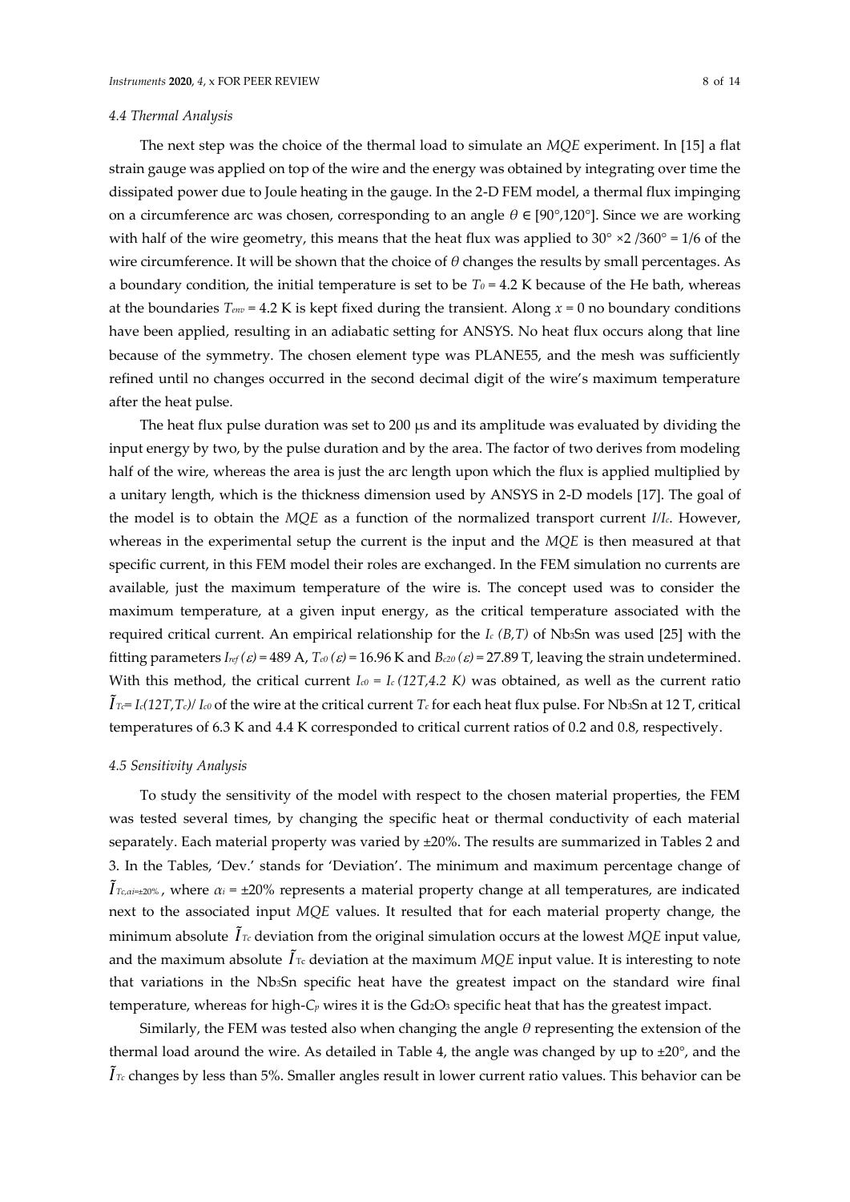#### *4.4 Thermal Analysis*

The next step was the choice of the thermal load to simulate an *MQE* experiment. In [15] a flat strain gauge was applied on top of the wire and the energy was obtained by integrating over time the dissipated power due to Joule heating in the gauge. In the 2-D FEM model, a thermal flux impinging on a circumference arc was chosen, corresponding to an angle $\theta \in [90°,120°]$. Since we are working with half of the wire geometry, this means that the heat flux was applied to $30° \times 2 / 360° = 1/6$ of the wire circumference. It will be shown that the choice of $\theta$ changes the results by small percentages. As a boundary condition, the initial temperature is set to be $T_0 = 4.2$ K because of the He bath, whereas at the boundaries $T_{env} = 4.2$ K is kept fixed during the transient. Along $x = 0$ no boundary conditions have been applied, resulting in an adiabatic setting for ANSYS. No heat flux occurs along that line because of the symmetry. The chosen element type was PLANE55, and the mesh was sufficiently refined until no changes occurred in the second decimal digit of the wire's maximum temperature after the heat pulse.

The heat flux pulse duration was set to 200 μs and its amplitude was evaluated by dividing the input energy by two, by the pulse duration and by the area. The factor of two derives from modeling half of the wire, whereas the area is just the arc length upon which the flux is applied multiplied by a unitary length, which is the thickness dimension used by ANSYS in 2-D models [17]. The goal of the model is to obtain the *MQE* as a function of the normalized transport current $I/I_c$. However, whereas in the experimental setup the current is the input and the *MQE* is then measured at that specific current, in this FEM model their roles are exchanged. In the FEM simulation no currents are available, just the maximum temperature of the wire is. The concept used was to consider the maximum temperature, at a given input energy, as the critical temperature associated with the required critical current. An empirical relationship for the $I_c(B,T)$ of $Nb_3Sn$ was used [25] with the fitting parameters $I_{ref}(\varepsilon) = 489$ A, $T_{c0}(\varepsilon) = 16.96$ K and $B_{c20}(\varepsilon) = 27.89$ T, leaving the strain undetermined. With this method, the critical current $I_{c0} = I_c(12T, 4.2\ K)$ was obtained, as well as the current ratio $\tilde{I}_{Tc} = I_c(12T, T_c)/I_{c0}$ of the wire at the critical current $T_c$ for each heat flux pulse. For $Nb_3Sn$ at 12 T, critical temperatures of 6.3 K and 4.4 K corresponded to critical current ratios of 0.2 and 0.8, respectively.

#### *4.5 Sensitivity Analysis*

To study the sensitivity of the model with respect to the chosen material properties, the FEM was tested several times, by changing the specific heat or thermal conductivity of each material separately. Each material property was varied by ±20%. The results are summarized in Tables 2 and 3. In the Tables, 'Dev.' stands for 'Deviation'. The minimum and maximum percentage change of $\tilde{I}_{Tc,\alpha i=\pm 20\%}$, where $\alpha_i = \pm 20\%$ represents a material property change at all temperatures, are indicated next to the associated input *MQE* values. It resulted that for each material property change, the minimum absolute $\tilde{I}_{Tc}$ deviation from the original simulation occurs at the lowest *MQE* input value, and the maximum absolute $\tilde{I}_{Tc}$ deviation at the maximum *MQE* input value. It is interesting to note that variations in the $Nb_3Sn$ specific heat have the greatest impact on the standard wire final temperature, whereas for high-$C_p$ wires it is the $Gd_2O_3$ specific heat that has the greatest impact.

Similarly, the FEM was tested also when changing the angle $\theta$ representing the extension of the thermal load around the wire. As detailed in Table 4, the angle was changed by up to ±20°, and the $\tilde{I}_{Tc}$ changes by less than 5%. Smaller angles result in lower current ratio values. This behavior can be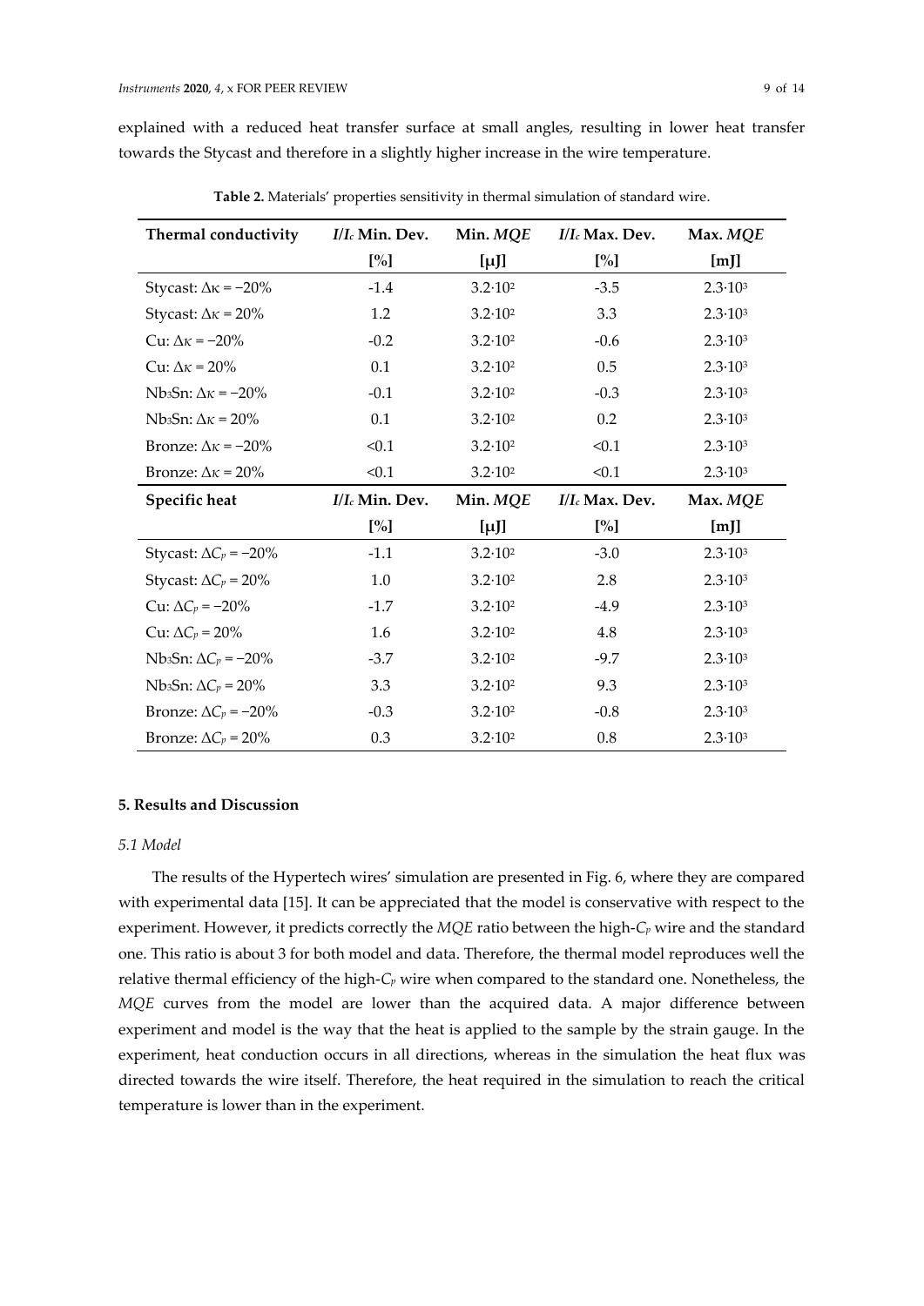explained with a reduced heat transfer surface at small angles, resulting in lower heat transfer towards the Stycast and therefore in a slightly higher increase in the wire temperature.

**Table 2.** Materials' properties sensitivity in thermal simulation of standard wire.

| **Thermal conductivity** | ***I/I$_c$* Min. Dev.** | **Min. *MQE*** | ***I/I$_c$* Max. Dev.** | **Max. *MQE*** |
|---|---|---|---|---|
| | **[%]** | **[μJ]** | **[%]** | **[mJ]** |
| Stycast: $\Delta\kappa = -20\%$ | -1.4 | $3.2 \cdot 10^2$ | -3.5 | $2.3 \cdot 10^3$ |
| Stycast: $\Delta\kappa = 20\%$ | 1.2 | $3.2 \cdot 10^2$ | 3.3 | $2.3 \cdot 10^3$ |
| Cu: $\Delta\kappa = -20\%$ | -0.2 | $3.2 \cdot 10^2$ | -0.6 | $2.3 \cdot 10^3$ |
| Cu: $\Delta\kappa = 20\%$ | 0.1 | $3.2 \cdot 10^2$ | 0.5 | $2.3 \cdot 10^3$ |
| $Nb_3Sn$: $\Delta\kappa = -20\%$ | -0.1 | $3.2 \cdot 10^2$ | -0.3 | $2.3 \cdot 10^3$ |
| $Nb_3Sn$: $\Delta\kappa = 20\%$ | 0.1 | $3.2 \cdot 10^2$ | 0.2 | $2.3 \cdot 10^3$ |
| Bronze: $\Delta\kappa = -20\%$ | <0.1 | $3.2 \cdot 10^2$ | <0.1 | $2.3 \cdot 10^3$ |
| Bronze: $\Delta\kappa = 20\%$ | <0.1 | $3.2 \cdot 10^2$ | <0.1 | $2.3 \cdot 10^3$ |
| **Specific heat** | ***I/I$_c$* Min. Dev.** | **Min. *MQE*** | ***I/I$_c$* Max. Dev.** | **Max. *MQE*** |
| | **[%]** | **[μJ]** | **[%]** | **[mJ]** |
| Stycast: $\Delta C_p = -20\%$ | -1.1 | $3.2 \cdot 10^2$ | -3.0 | $2.3 \cdot 10^3$ |
| Stycast: $\Delta C_p = 20\%$ | 1.0 | $3.2 \cdot 10^2$ | 2.8 | $2.3 \cdot 10^3$ |
| Cu: $\Delta C_p = -20\%$ | -1.7 | $3.2 \cdot 10^2$ | -4.9 | $2.3 \cdot 10^3$ |
| Cu: $\Delta C_p = 20\%$ | 1.6 | $3.2 \cdot 10^2$ | 4.8 | $2.3 \cdot 10^3$ |
| $Nb_3Sn$: $\Delta C_p = -20\%$ | -3.7 | $3.2 \cdot 10^2$ | -9.7 | $2.3 \cdot 10^3$ |
| $Nb_3Sn$: $\Delta C_p = 20\%$ | 3.3 | $3.2 \cdot 10^2$ | 9.3 | $2.3 \cdot 10^3$ |
| Bronze: $\Delta C_p = -20\%$ | -0.3 | $3.2 \cdot 10^2$ | -0.8 | $2.3 \cdot 10^3$ |
| Bronze: $\Delta C_p = 20\%$ | 0.3 | $3.2 \cdot 10^2$ | 0.8 | $2.3 \cdot 10^3$ |

## 5. Results and Discussion

### *5.1 Model*

The results of the Hypertech wires' simulation are presented in Fig. 6, where they are compared with experimental data [15]. It can be appreciated that the model is conservative with respect to the experiment. However, it predicts correctly the *MQE* ratio between the high-$C_p$ wire and the standard one. This ratio is about 3 for both model and data. Therefore, the thermal model reproduces well the relative thermal efficiency of the high-$C_p$ wire when compared to the standard one. Nonetheless, the *MQE* curves from the model are lower than the acquired data. A major difference between experiment and model is the way that the heat is applied to the sample by the strain gauge. In the experiment, heat conduction occurs in all directions, whereas in the simulation the heat flux was directed towards the wire itself. Therefore, the heat required in the simulation to reach the critical temperature is lower than in the experiment.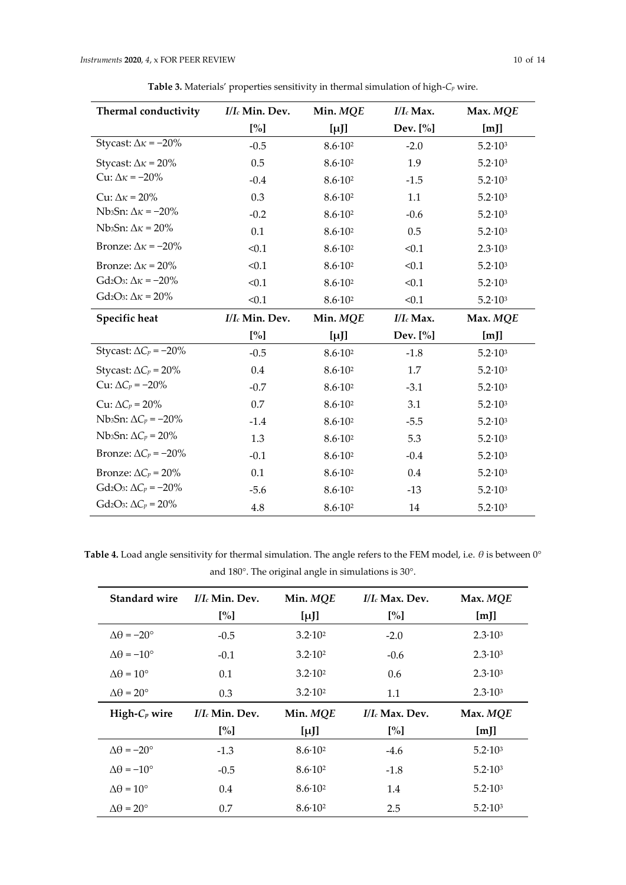**Table 3.** Materials' properties sensitivity in thermal simulation of high-$C_p$ wire.

| Thermal conductivity | $I/I_c$ Min. Dev. [%] | Min. *MQE* [μJ] | $I/I_c$ Max. Dev. [%] | Max. *MQE* [mJ] |
|---|---|---|---|---|
| Stycast: $\Delta\kappa = -20\%$ | -0.5 | $8.6 \cdot 10^2$ | -2.0 | $5.2 \cdot 10^3$ |
| Stycast: $\Delta\kappa = 20\%$ | 0.5 | $8.6 \cdot 10^2$ | 1.9 | $5.2 \cdot 10^3$ |
| Cu: $\Delta\kappa = -20\%$ | -0.4 | $8.6 \cdot 10^2$ | -1.5 | $5.2 \cdot 10^3$ |
| Cu: $\Delta\kappa = 20\%$ | 0.3 | $8.6 \cdot 10^2$ | 1.1 | $5.2 \cdot 10^3$ |
| $Nb_3Sn$: $\Delta\kappa = -20\%$ | -0.2 | $8.6 \cdot 10^2$ | -0.6 | $5.2 \cdot 10^3$ |
| $Nb_3Sn$: $\Delta\kappa = 20\%$ | 0.1 | $8.6 \cdot 10^2$ | 0.5 | $5.2 \cdot 10^3$ |
| Bronze: $\Delta\kappa = -20\%$ | <0.1 | $8.6 \cdot 10^2$ | <0.1 | $2.3 \cdot 10^3$ |
| Bronze: $\Delta\kappa = 20\%$ | <0.1 | $8.6 \cdot 10^2$ | <0.1 | $5.2 \cdot 10^3$ |
| $Gd_2O_3$: $\Delta\kappa = -20\%$ | <0.1 | $8.6 \cdot 10^2$ | <0.1 | $5.2 \cdot 10^3$ |
| $Gd_2O_3$: $\Delta\kappa = 20\%$ | <0.1 | $8.6 \cdot 10^2$ | <0.1 | $5.2 \cdot 10^3$ |
| **Specific heat** | **$I/I_c$ Min. Dev. [%]** | **Min. *MQE* [μJ]** | **$I/I_c$ Max. Dev. [%]** | **Max. *MQE* [mJ]** |
| Stycast: $\Delta C_p = -20\%$ | -0.5 | $8.6 \cdot 10^2$ | -1.8 | $5.2 \cdot 10^3$ |
| Stycast: $\Delta C_p = 20\%$ | 0.4 | $8.6 \cdot 10^2$ | 1.7 | $5.2 \cdot 10^3$ |
| Cu: $\Delta C_p = -20\%$ | -0.7 | $8.6 \cdot 10^2$ | -3.1 | $5.2 \cdot 10^3$ |
| Cu: $\Delta C_p = 20\%$ | 0.7 | $8.6 \cdot 10^2$ | 3.1 | $5.2 \cdot 10^3$ |
| $Nb_3Sn$: $\Delta C_p = -20\%$ | -1.4 | $8.6 \cdot 10^2$ | -5.5 | $5.2 \cdot 10^3$ |
| $Nb_3Sn$: $\Delta C_p = 20\%$ | 1.3 | $8.6 \cdot 10^2$ | 5.3 | $5.2 \cdot 10^3$ |
| Bronze: $\Delta C_p = -20\%$ | -0.1 | $8.6 \cdot 10^2$ | -0.4 | $5.2 \cdot 10^3$ |
| Bronze: $\Delta C_p = 20\%$ | 0.1 | $8.6 \cdot 10^2$ | 0.4 | $5.2 \cdot 10^3$ |
| $Gd_2O_3$: $\Delta C_p = -20\%$ | -5.6 | $8.6 \cdot 10^2$ | -13 | $5.2 \cdot 10^3$ |
| $Gd_2O_3$: $\Delta C_p = 20\%$ | 4.8 | $8.6 \cdot 10^2$ | 14 | $5.2 \cdot 10^3$ |

**Table 4.** Load angle sensitivity for thermal simulation. The angle refers to the FEM model, i.e. $\theta$ is between 0° and 180°. The original angle in simulations is 30°.

| Standard wire | $I/I_c$ Min. Dev. [%] | Min. *MQE* [μJ] | $I/I_c$ Max. Dev. [%] | Max. *MQE* [mJ] |
|---|---|---|---|---|
| $\Delta\theta = -20°$ | -0.5 | $3.2 \cdot 10^2$ | -2.0 | $2.3 \cdot 10^3$ |
| $\Delta\theta = -10°$ | -0.1 | $3.2 \cdot 10^2$ | -0.6 | $2.3 \cdot 10^3$ |
| $\Delta\theta = 10°$ | 0.1 | $3.2 \cdot 10^2$ | 0.6 | $2.3 \cdot 10^3$ |
| $\Delta\theta = 20°$ | 0.3 | $3.2 \cdot 10^2$ | 1.1 | $2.3 \cdot 10^3$ |
| **High-$C_p$ wire** | **$I/I_c$ Min. Dev. [%]** | **Min. *MQE* [μJ]** | **$I/I_c$ Max. Dev. [%]** | **Max. *MQE* [mJ]** |
| $\Delta\theta = -20°$ | -1.3 | $8.6 \cdot 10^2$ | -4.6 | $5.2 \cdot 10^3$ |
| $\Delta\theta = -10°$ | -0.5 | $8.6 \cdot 10^2$ | -1.8 | $5.2 \cdot 10^3$ |
| $\Delta\theta = 10°$ | 0.4 | $8.6 \cdot 10^2$ | 1.4 | $5.2 \cdot 10^3$ |
| $\Delta\theta = 20°$ | 0.7 | $8.6 \cdot 10^2$ | 2.5 | $5.2 \cdot 10^3$ |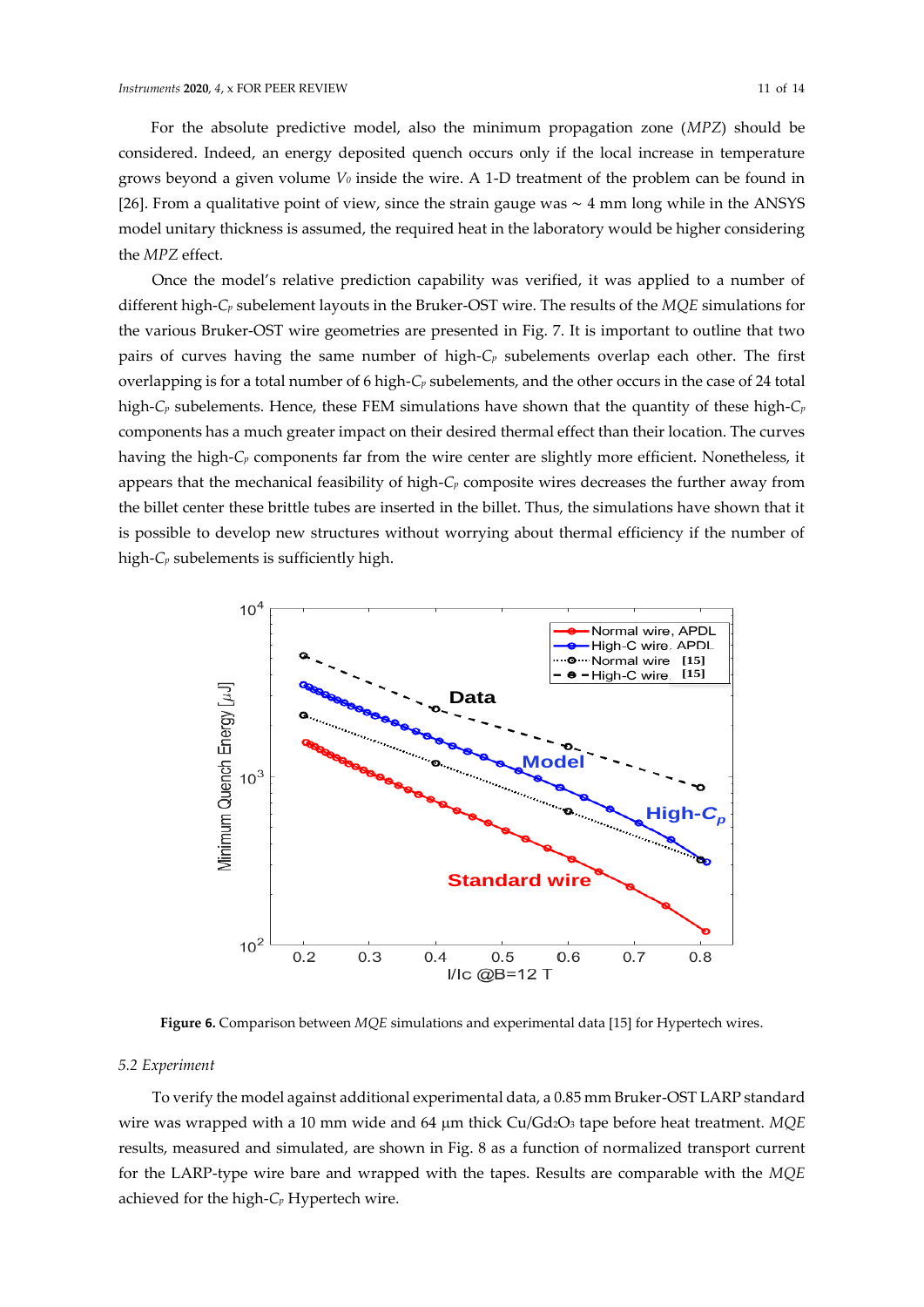For the absolute predictive model, also the minimum propagation zone (*MPZ*) should be considered. Indeed, an energy deposited quench occurs only if the local increase in temperature grows beyond a given volume $V_0$ inside the wire. A 1-D treatment of the problem can be found in [26]. From a qualitative point of view, since the strain gauge was ~ 4 mm long while in the ANSYS model unitary thickness is assumed, the required heat in the laboratory would be higher considering the *MPZ* effect.

Once the model's relative prediction capability was verified, it was applied to a number of different high-$C_p$ subelement layouts in the Bruker-OST wire. The results of the *MQE* simulations for the various Bruker-OST wire geometries are presented in Fig. 7. It is important to outline that two pairs of curves having the same number of high-$C_p$ subelements overlap each other. The first overlapping is for a total number of 6 high-$C_p$ subelements, and the other occurs in the case of 24 total high-$C_p$ subelements. Hence, these FEM simulations have shown that the quantity of these high-$C_p$ components has a much greater impact on their desired thermal effect than their location. The curves having the high-$C_p$ components far from the wire center are slightly more efficient. Nonetheless, it appears that the mechanical feasibility of high-$C_p$ composite wires decreases the further away from the billet center these brittle tubes are inserted in the billet. Thus, the simulations have shown that it is possible to develop new structures without worrying about thermal efficiency if the number of high-$C_p$ subelements is sufficiently high.

**Figure 6.** Comparison between *MQE* simulations and experimental data [15] for Hypertech wires.

*5.2 Experiment*

To verify the model against additional experimental data, a 0.85 mm Bruker-OST LARP standard wire was wrapped with a 10 mm wide and 64 µm thick Cu/$Gd_2O_3$ tape before heat treatment. *MQE* results, measured and simulated, are shown in Fig. 8 as a function of normalized transport current for the LARP-type wire bare and wrapped with the tapes. Results are comparable with the *MQE* achieved for the high-$C_p$ Hypertech wire.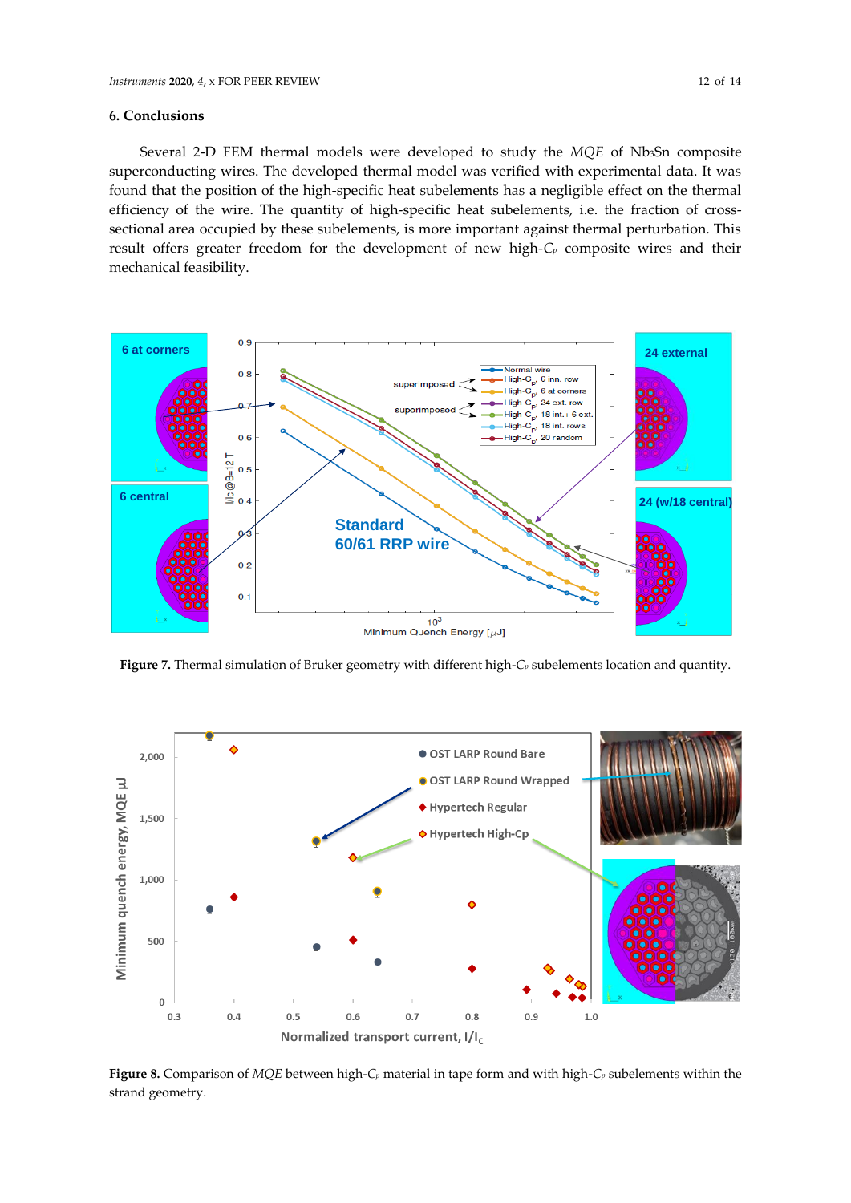## 6. Conclusions

Several 2-D FEM thermal models were developed to study the *MQE* of $Nb_3Sn$ composite superconducting wires. The developed thermal model was verified with experimental data. It was found that the position of the high-specific heat subelements has a negligible effect on the thermal efficiency of the wire. The quantity of high-specific heat subelements, i.e. the fraction of cross-sectional area occupied by these subelements, is more important against thermal perturbation. This result offers greater freedom for the development of new high-$C_p$ composite wires and their mechanical feasibility.

**Figure 7.** Thermal simulation of Bruker geometry with different high-$C_p$ subelements location and quantity.

**Figure 8.** Comparison of *MQE* between high-$C_p$ material in tape form and with high-$C_p$ subelements within the strand geometry.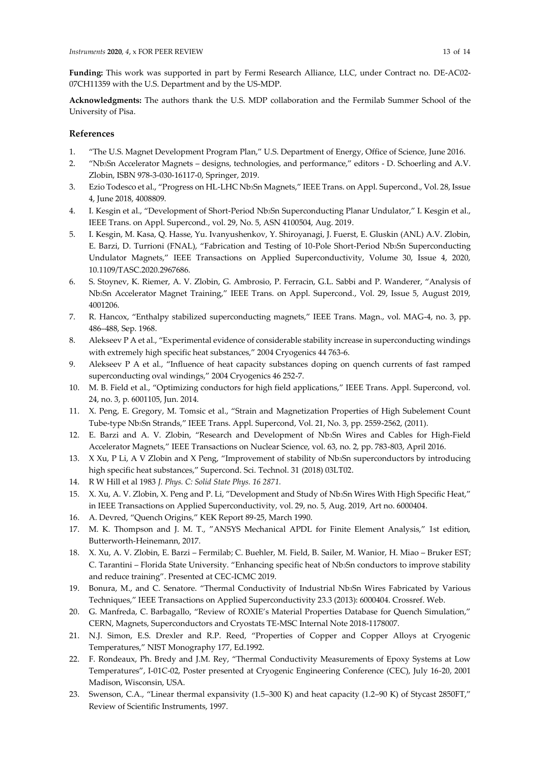**Funding:** This work was supported in part by Fermi Research Alliance, LLC, under Contract no. DE-AC02-07CH11359 with the U.S. Department and by the US-MDP.

**Acknowledgments:** The authors thank the U.S. MDP collaboration and the Fermilab Summer School of the University of Pisa.

## References

1. "The U.S. Magnet Development Program Plan," U.S. Department of Energy, Office of Science, June 2016.
2. "$Nb_3Sn$ Accelerator Magnets – designs, technologies, and performance," editors - D. Schoerling and A.V. Zlobin, ISBN 978-3-030-16117-0, Springer, 2019.
3. Ezio Todesco et al., "Progress on HL-LHC $Nb_3Sn$ Magnets," IEEE Trans. on Appl. Supercond., Vol. 28, Issue 4, June 2018, 4008809.
4. I. Kesgin et al., "Development of Short-Period $Nb_3Sn$ Superconducting Planar Undulator," I. Kesgin et al., IEEE Trans. on Appl. Supercond., vol. 29, No. 5, ASN 4100504, Aug. 2019.
5. I. Kesgin, M. Kasa, Q. Hasse, Yu. Ivanyushenkov, Y. Shiroyanagi, J. Fuerst, E. Gluskin (ANL) A.V. Zlobin, E. Barzi, D. Turrioni (FNAL), "Fabrication and Testing of 10-Pole Short-Period $Nb_3Sn$ Superconducting Undulator Magnets," IEEE Transactions on Applied Superconductivity, Volume 30, Issue 4, 2020, 10.1109/TASC.2020.2967686.
6. S. Stoynev, K. Riemer, A. V. Zlobin, G. Ambrosio, P. Ferracin, G.L. Sabbi and P. Wanderer, "Analysis of $Nb_3Sn$ Accelerator Magnet Training," IEEE Trans. on Appl. Supercond., Vol. 29, Issue 5, August 2019, 4001206.
7. R. Hancox, "Enthalpy stabilized superconducting magnets," IEEE Trans. Magn., vol. MAG-4, no. 3, pp. 486–488, Sep. 1968.
8. Alekseev P A et al., "Experimental evidence of considerable stability increase in superconducting windings with extremely high specific heat substances," 2004 Cryogenics 44 763-6.
9. Alekseev P A et al., "Influence of heat capacity substances doping on quench currents of fast ramped superconducting oval windings," 2004 Cryogenics 46 252-7.
10. M. B. Field et al., "Optimizing conductors for high field applications," IEEE Trans. Appl. Supercond, vol. 24, no. 3, p. 6001105, Jun. 2014.
11. X. Peng, E. Gregory, M. Tomsic et al., "Strain and Magnetization Properties of High Subelement Count Tube-type $Nb_3Sn$ Strands," IEEE Trans. Appl. Supercond, Vol. 21, No. 3, pp. 2559-2562, (2011).
12. E. Barzi and A. V. Zlobin, "Research and Development of $Nb_3Sn$ Wires and Cables for High-Field Accelerator Magnets," IEEE Transactions on Nuclear Science, vol. 63, no. 2, pp. 783-803, April 2016.
13. X Xu, P Li, A V Zlobin and X Peng, "Improvement of stability of $Nb_3Sn$ superconductors by introducing high specific heat substances," Supercond. Sci. Technol. 31 (2018) 03LT02.
14. R W Hill et al 1983 *J. Phys. C: Solid State Phys. 16 2871.*
15. X. Xu, A. V. Zlobin, X. Peng and P. Li, "Development and Study of $Nb_3Sn$ Wires With High Specific Heat," in IEEE Transactions on Applied Superconductivity, vol. 29, no. 5, Aug. 2019, Art no. 6000404.
16. A. Devred, "Quench Origins," KEK Report 89-25, March 1990.
17. M. K. Thompson and J. M. T., "ANSYS Mechanical APDL for Finite Element Analysis," 1st edition, Butterworth-Heinemann, 2017.
18. X. Xu, A. V. Zlobin, E. Barzi – Fermilab; C. Buehler, M. Field, B. Sailer, M. Wanior, H. Miao – Bruker EST; C. Tarantini – Florida State University. "Enhancing specific heat of $Nb_3Sn$ conductors to improve stability and reduce training". Presented at CEC-ICMC 2019.
19. Bonura, M., and C. Senatore. "Thermal Conductivity of Industrial $Nb_3Sn$ Wires Fabricated by Various Techniques," IEEE Transactions on Applied Superconductivity 23.3 (2013): 6000404. Crossref. Web.
20. G. Manfreda, C. Barbagallo, "Review of ROXIE's Material Properties Database for Quench Simulation," CERN, Magnets, Superconductors and Cryostats TE-MSC Internal Note 2018-1178007.
21. N.J. Simon, E.S. Drexler and R.P. Reed, "Properties of Copper and Copper Alloys at Cryogenic Temperatures," NIST Monography 177, Ed.1992.
22. F. Rondeaux, Ph. Bredy and J.M. Rey, "Thermal Conductivity Measurements of Epoxy Systems at Low Temperatures", I-01C-02, Poster presented at Cryogenic Engineering Conference (CEC), July 16-20, 2001 Madison, Wisconsin, USA.
23. Swenson, C.A., "Linear thermal expansivity (1.5–300 K) and heat capacity (1.2–90 K) of Stycast 2850FT," Review of Scientific Instruments, 1997.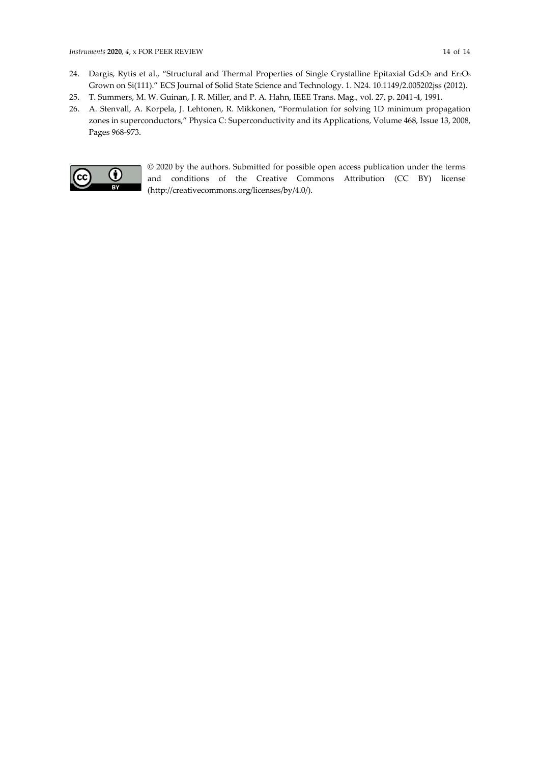24. Dargis, Rytis et al., "Structural and Thermal Properties of Single Crystalline Epitaxial $Gd_2O_3$ and $Er_2O_3$ Grown on Si(111)." ECS Journal of Solid State Science and Technology. 1. N24. 10.1149/2.005202jss (2012).
25. T. Summers, M. W. Guinan, J. R. Miller, and P. A. Hahn, IEEE Trans. Mag., vol. 27, p. 2041-4, 1991.
26. A. Stenvall, A. Korpela, J. Lehtonen, R. Mikkonen, "Formulation for solving 1D minimum propagation zones in superconductors," Physica C: Superconductivity and its Applications, Volume 468, Issue 13, 2008, Pages 968-973.

© 2020 by the authors. Submitted for possible open access publication under the terms and conditions of the Creative Commons Attribution (CC BY) license (http://creativecommons.org/licenses/by/4.0/).